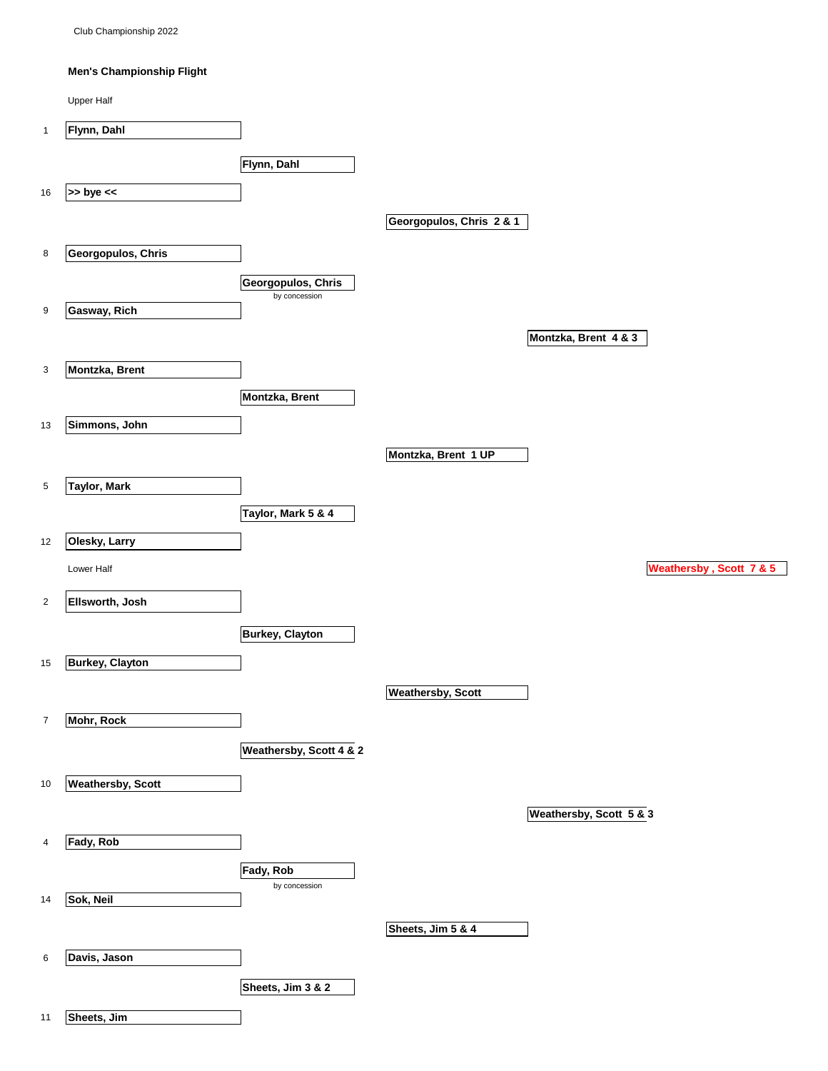Club Championship 2022

**Men's Championship Flight**

Upper Half

| Seed | Round 1 | Round 2 | Quarterfinals | Semifinals | Final |
|---|---|---|---|---|---|
| 1 | **Flynn, Dahl** | | | | |
| | | **Flynn, Dahl** | | | |
| 16 | **>> bye <<** | | | | |
| | | | **Georgopulos, Chris 2 & 1** | | |
| 8 | **Georgopulos, Chris** | | | | |
| | | **Georgopulos, Chris** by concession | | | |
| 9 | **Gasway, Rich** | | | | |
| | | | | **Montzka, Brent 4 & 3** | |
| 3 | **Montzka, Brent** | | | | |
| | | **Montzka, Brent** | | | |
| 13 | **Simmons, John** | | | | |
| | | | **Montzka, Brent 1 UP** | | |
| 5 | **Taylor, Mark** | | | | |
| | | **Taylor, Mark 5 & 4** | | | |
| 12 | **Olesky, Larry** | | | | |
| | | | | | **Weathersby , Scott 7 & 5** |

Lower Half

| Seed | Round 1 | Round 2 | Quarterfinals | Semifinals |
|---|---|---|---|---|
| 2 | **Ellsworth, Josh** | | | |
| | | **Burkey, Clayton** | | |
| 15 | **Burkey, Clayton** | | | |
| | | | **Weathersby, Scott** | |
| 7 | **Mohr, Rock** | | | |
| | | **Weathersby, Scott 4 & 2** | | |
| 10 | **Weathersby, Scott** | | | |
| | | | | **Weathersby, Scott 5 & 3** |
| 4 | **Fady, Rob** | | | |
| | | **Fady, Rob** by concession | | |
| 14 | **Sok, Neil** | | | |
| | | | **Sheets, Jim 5 & 4** | |
| 6 | **Davis, Jason** | | | |
| | | **Sheets, Jim 3 & 2** | | |
| 11 | **Sheets, Jim** | | | |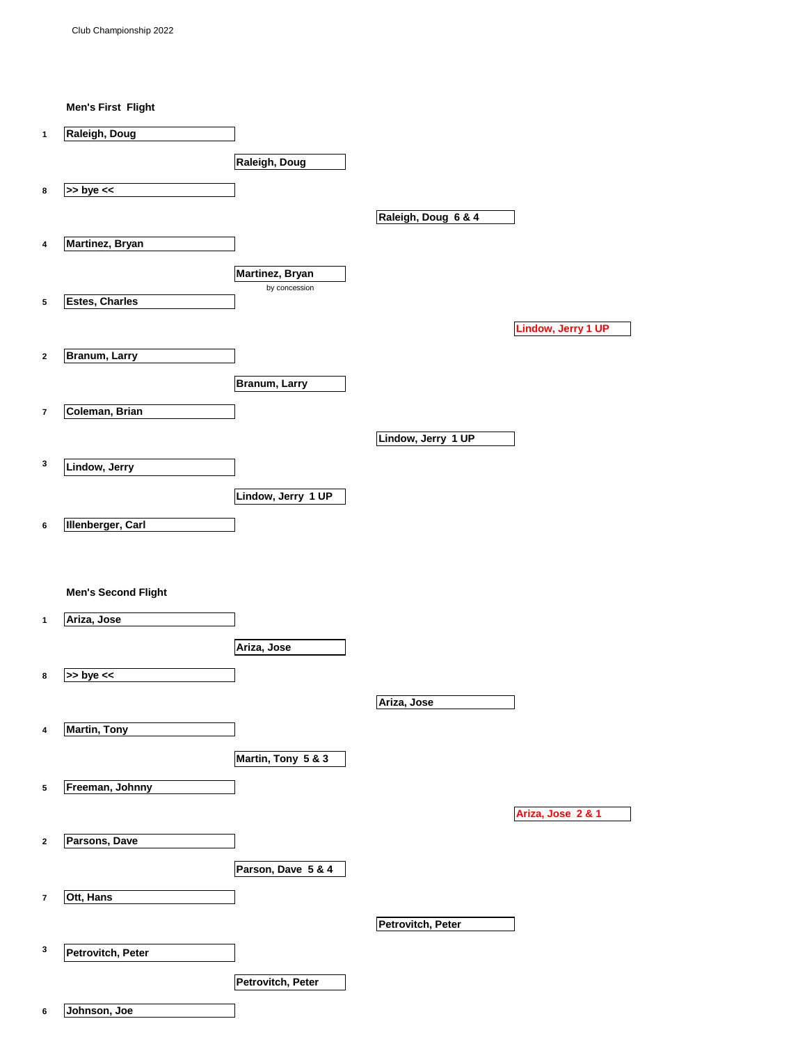Club Championship 2022

## Men's First Flight

**First Round**

1 Raleigh, Doug

8 >> bye <<

4 Martinez, Bryan

5 Estes, Charles

2 Branum, Larry

7 Coleman, Brian

3 Lindow, Jerry

6 Illenberger, Carl

**Second Round**

Raleigh, Doug

Martinez, Bryan
by concession

Branum, Larry

Lindow, Jerry 1 UP

**Semifinals**

Raleigh, Doug 6 & 4

Lindow, Jerry 1 UP

**Final**

Lindow, Jerry 1 UP

## Men's Second Flight

**First Round**

1 Ariza, Jose

8 >> bye <<

4 Martin, Tony

5 Freeman, Johnny

2 Parsons, Dave

7 Ott, Hans

3 Petrovitch, Peter

6 Johnson, Joe

**Second Round**

Ariza, Jose

Martin, Tony 5 & 3

Parson, Dave 5 & 4

Petrovitch, Peter

**Semifinals**

Ariza, Jose

Petrovitch, Peter

**Final**

Ariza, Jose 2 & 1